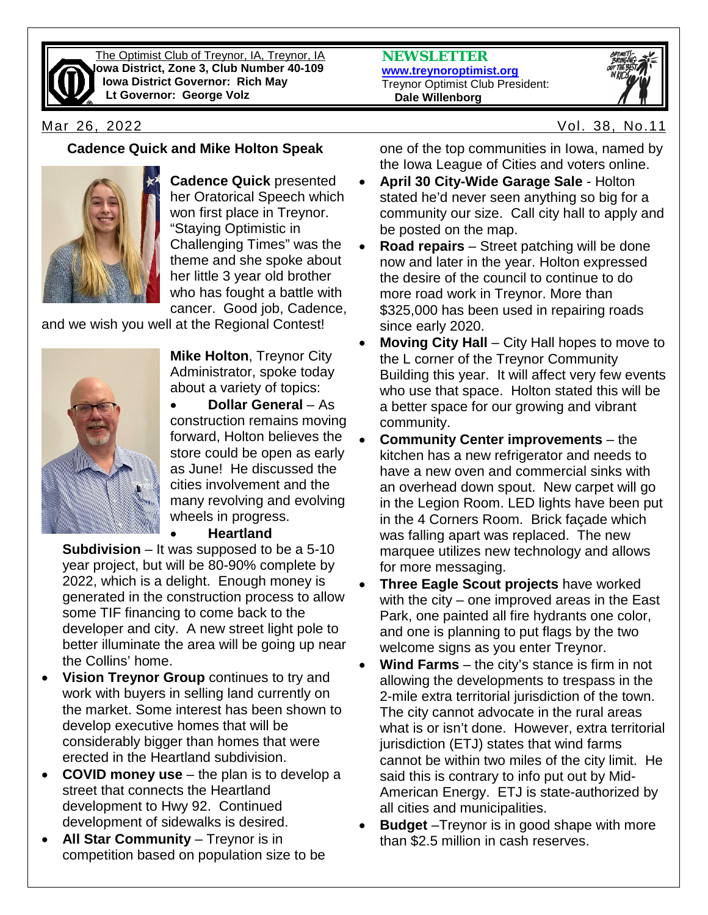The Optimist Club of Treynor, IA, Treynor, IA
**Iowa District, Zone 3, Club Number 40-109**
**Iowa District Governor: Rich May**
**Lt Governor: George Volz**

**NEWSLETTER**
**www.treynoroptimist.org**
Treynor Optimist Club President:
**Dale Willenborg**

Mar 26, 2022 Vol. 38, No.11

## Cadence Quick and Mike Holton Speak

**Cadence Quick** presented her Oratorical Speech which won first place in Treynor. "Staying Optimistic in Challenging Times" was the theme and she spoke about her little 3 year old brother who has fought a battle with cancer. Good job, Cadence, and we wish you well at the Regional Contest!

**Mike Holton**, Treynor City Administrator, spoke today about a variety of topics:

- **Dollar General** – As construction remains moving forward, Holton believes the store could be open as early as June! He discussed the cities involvement and the many revolving and evolving wheels in progress.
- **Heartland Subdivision** – It was supposed to be a 5-10 year project, but will be 80-90% complete by 2022, which is a delight. Enough money is generated in the construction process to allow some TIF financing to come back to the developer and city. A new street light pole to better illuminate the area will be going up near the Collins' home.
- **Vision Treynor Group** continues to try and work with buyers in selling land currently on the market. Some interest has been shown to develop executive homes that will be considerably bigger than homes that were erected in the Heartland subdivision.
- **COVID money use** – the plan is to develop a street that connects the Heartland development to Hwy 92. Continued development of sidewalks is desired.
- **All Star Community** – Treynor is in competition based on population size to be one of the top communities in Iowa, named by the Iowa League of Cities and voters online.
- **April 30 City-Wide Garage Sale** - Holton stated he'd never seen anything so big for a community our size. Call city hall to apply and be posted on the map.
- **Road repairs** – Street patching will be done now and later in the year. Holton expressed the desire of the council to continue to do more road work in Treynor. More than $325,000 has been used in repairing roads since early 2020.
- **Moving City Hall** – City Hall hopes to move to the L corner of the Treynor Community Building this year. It will affect very few events who use that space. Holton stated this will be a better space for our growing and vibrant community.
- **Community Center improvements** – the kitchen has a new refrigerator and needs to have a new oven and commercial sinks with an overhead down spout. New carpet will go in the Legion Room. LED lights have been put in the 4 Corners Room. Brick façade which was falling apart was replaced. The new marquee utilizes new technology and allows for more messaging.
- **Three Eagle Scout projects** have worked with the city – one improved areas in the East Park, one painted all fire hydrants one color, and one is planning to put flags by the two welcome signs as you enter Treynor.
- **Wind Farms** – the city's stance is firm in not allowing the developments to trespass in the 2-mile extra territorial jurisdiction of the town. The city cannot advocate in the rural areas what is or isn't done. However, extra territorial jurisdiction (ETJ) states that wind farms cannot be within two miles of the city limit. He said this is contrary to info put out by Mid-American Energy. ETJ is state-authorized by all cities and municipalities.
- **Budget** –Treynor is in good shape with more than $2.5 million in cash reserves.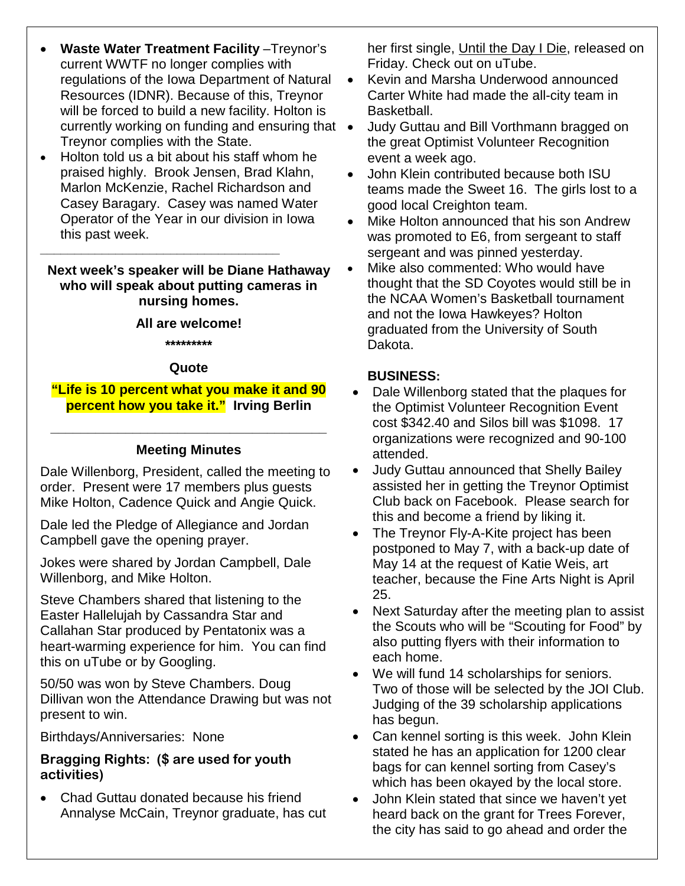- **Waste Water Treatment Facility** –Treynor's current WWTF no longer complies with regulations of the Iowa Department of Natural Resources (IDNR). Because of this, Treynor will be forced to build a new facility. Holton is currently working on funding and ensuring that Treynor complies with the State.
- Holton told us a bit about his staff whom he praised highly. Brook Jensen, Brad Klahn, Marlon McKenzie, Rachel Richardson and Casey Baragary. Casey was named Water Operator of the Year in our division in Iowa this past week.

---

**Next week's speaker will be Diane Hathaway who will speak about putting cameras in nursing homes.**

**All are welcome!**

**\*\*\*\*\*\*\*\*\***

**Quote**

**"Life is 10 percent what you make it and 90 percent how you take it." Irving Berlin**

---

**Meeting Minutes**

Dale Willenborg, President, called the meeting to order. Present were 17 members plus guests Mike Holton, Cadence Quick and Angie Quick.

Dale led the Pledge of Allegiance and Jordan Campbell gave the opening prayer.

Jokes were shared by Jordan Campbell, Dale Willenborg, and Mike Holton.

Steve Chambers shared that listening to the Easter Hallelujah by Cassandra Star and Callahan Star produced by Pentatonix was a heart-warming experience for him. You can find this on uTube or by Googling.

50/50 was won by Steve Chambers. Doug Dillivan won the Attendance Drawing but was not present to win.

Birthdays/Anniversaries: None

**Bragging Rights: ($ are used for youth activities)**

- Chad Guttau donated because his friend Annalyse McCain, Treynor graduate, has cut her first single, Until the Day I Die, released on Friday. Check out on uTube.
- Kevin and Marsha Underwood announced Carter White had made the all-city team in Basketball.
- Judy Guttau and Bill Vorthmann bragged on the great Optimist Volunteer Recognition event a week ago.
- John Klein contributed because both ISU teams made the Sweet 16. The girls lost to a good local Creighton team.
- Mike Holton announced that his son Andrew was promoted to E6, from sergeant to staff sergeant and was pinned yesterday.
- Mike also commented: Who would have thought that the SD Coyotes would still be in the NCAA Women's Basketball tournament and not the Iowa Hawkeyes? Holton graduated from the University of South Dakota.

**BUSINESS:**

- Dale Willenborg stated that the plaques for the Optimist Volunteer Recognition Event cost $342.40 and Silos bill was $1098. 17 organizations were recognized and 90-100 attended.
- Judy Guttau announced that Shelly Bailey assisted her in getting the Treynor Optimist Club back on Facebook. Please search for this and become a friend by liking it.
- The Treynor Fly-A-Kite project has been postponed to May 7, with a back-up date of May 14 at the request of Katie Weis, art teacher, because the Fine Arts Night is April 25.
- Next Saturday after the meeting plan to assist the Scouts who will be "Scouting for Food" by also putting flyers with their information to each home.
- We will fund 14 scholarships for seniors. Two of those will be selected by the JOI Club. Judging of the 39 scholarship applications has begun.
- Can kennel sorting is this week. John Klein stated he has an application for 1200 clear bags for can kennel sorting from Casey's which has been okayed by the local store.
- John Klein stated that since we haven't yet heard back on the grant for Trees Forever, the city has said to go ahead and order the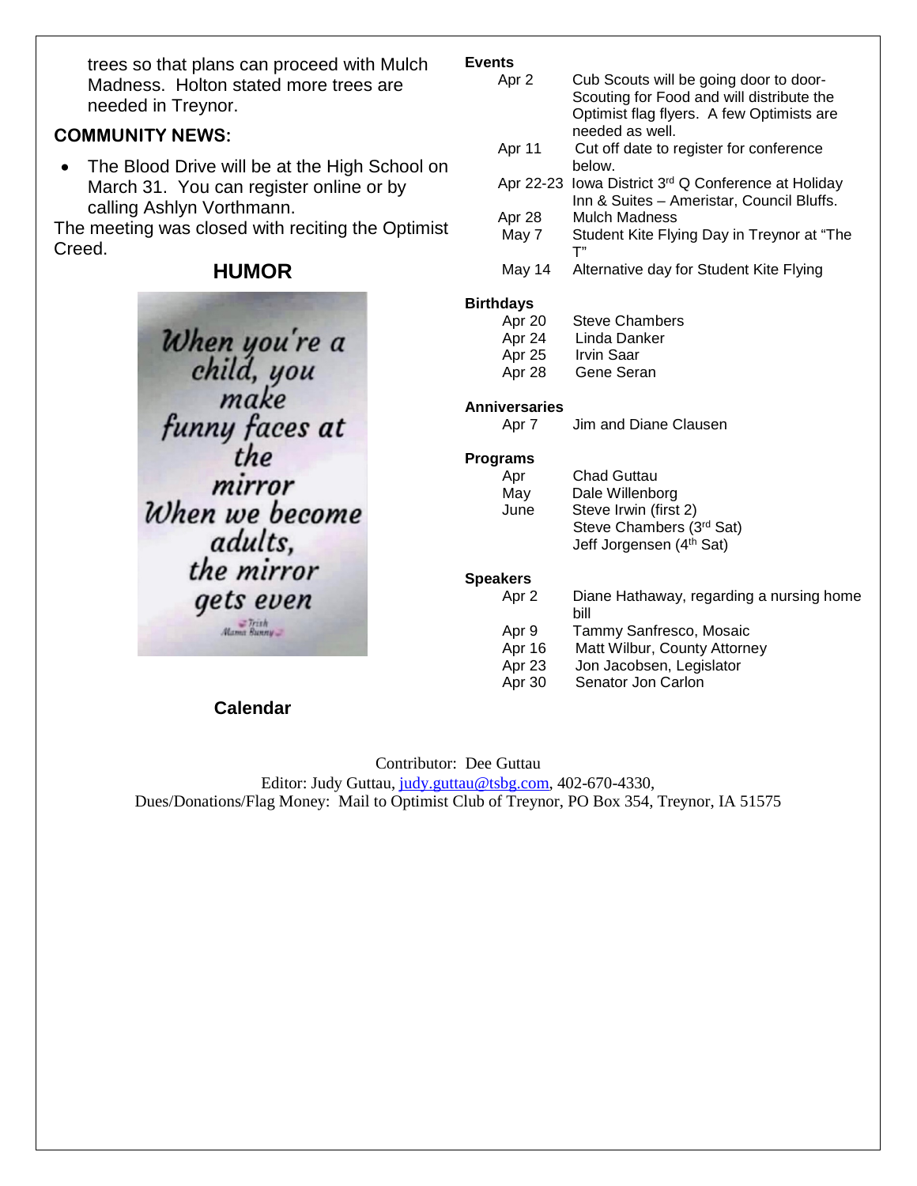trees so that plans can proceed with Mulch Madness. Holton stated more trees are needed in Treynor.

**COMMUNITY NEWS:**

- The Blood Drive will be at the High School on March 31. You can register online or by calling Ashlyn Vorthmann.

The meeting was closed with reciting the Optimist Creed.

## HUMOR

When you're a child, you make funny faces at the mirror When we become adults, the mirror gets even

Trish Mama Bunny

## Calendar

**Events**

| | |
|---|---|
| Apr 2 | Cub Scouts will be going door to door- Scouting for Food and will distribute the Optimist flag flyers. A few Optimists are needed as well. |
| Apr 11 | Cut off date to register for conference below. |
| Apr 22-23 | Iowa District 3rd Q Conference at Holiday Inn & Suites – Ameristar, Council Bluffs. |
| Apr 28 | Mulch Madness |
| May 7 | Student Kite Flying Day in Treynor at "The T" |
| May 14 | Alternative day for Student Kite Flying |

**Birthdays**

| | |
|---|---|
| Apr 20 | Steve Chambers |
| Apr 24 | Linda Danker |
| Apr 25 | Irvin Saar |
| Apr 28 | Gene Seran |

**Anniversaries**

| | |
|---|---|
| Apr 7 | Jim and Diane Clausen |

**Programs**

| | |
|---|---|
| Apr | Chad Guttau |
| May | Dale Willenborg |
| June | Steve Irwin (first 2) |
| | Steve Chambers (3rd Sat) |
| | Jeff Jorgensen (4th Sat) |

**Speakers**

| | |
|---|---|
| Apr 2 | Diane Hathaway, regarding a nursing home bill |
| Apr 9 | Tammy Sanfresco, Mosaic |
| Apr 16 | Matt Wilbur, County Attorney |
| Apr 23 | Jon Jacobsen, Legislator |
| Apr 30 | Senator Jon Carlon |

Contributor: Dee Guttau
Editor: Judy Guttau, judy.guttau@tsbg.com, 402-670-4330,
Dues/Donations/Flag Money: Mail to Optimist Club of Treynor, PO Box 354, Treynor, IA 51575